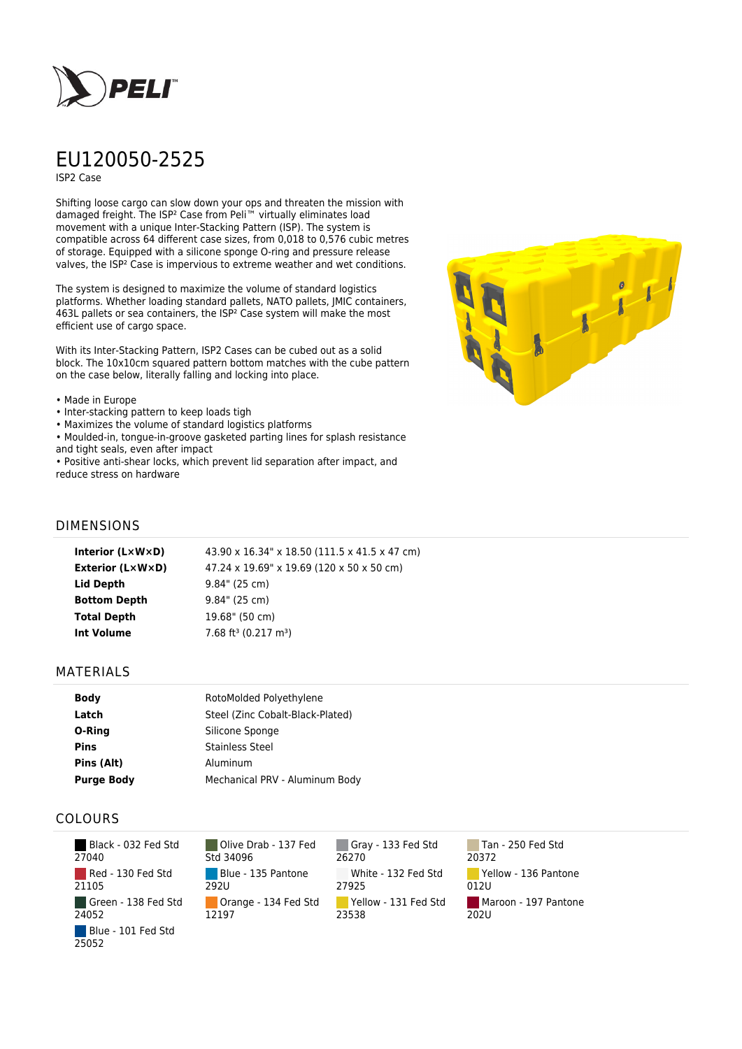# EU120050-2525

ISP2 Case

Shifting loose cargo can slow down your ops and threaten the mission with damaged freight. The ISP² Case from Peli™ virtually eliminates load movement with a unique Inter-Stacking Pattern (ISP). The system is compatible across 64 different case sizes, from 0,018 to 0,576 cubic metres of storage. Equipped with a silicone sponge O-ring and pressure release valves, the ISP² Case is impervious to extreme weather and wet conditions.

The system is designed to maximize the volume of standard logistics platforms. Whether loading standard pallets, NATO pallets, JMIC containers, 463L pallets or sea containers, the ISP² Case system will make the most efficient use of cargo space.

With its Inter-Stacking Pattern, ISP2 Cases can be cubed out as a solid block. The 10x10cm squared pattern bottom matches with the cube pattern on the case below, literally falling and locking into place.

- Made in Europe
- Inter-stacking pattern to keep loads tigh
- Maximizes the volume of standard logistics platforms
- Moulded-in, tongue-in-groove gasketed parting lines for splash resistance and tight seals, even after impact
- Positive anti-shear locks, which prevent lid separation after impact, and reduce stress on hardware

## DIMENSIONS

| | |
|---|---|
| **Interior (L×W×D)** | 43.90 x 16.34" x 18.50 (111.5 x 41.5 x 47 cm) |
| **Exterior (L×W×D)** | 47.24 x 19.69" x 19.69 (120 x 50 x 50 cm) |
| **Lid Depth** | 9.84" (25 cm) |
| **Bottom Depth** | 9.84" (25 cm) |
| **Total Depth** | 19.68" (50 cm) |
| **Int Volume** | 7.68 ft³ (0.217 m³) |

## MATERIALS

| | |
|---|---|
| **Body** | RotoMolded Polyethylene |
| **Latch** | Steel (Zinc Cobalt-Black-Plated) |
| **O-Ring** | Silicone Sponge |
| **Pins** | Stainless Steel |
| **Pins (Alt)** | Aluminum |
| **Purge Body** | Mechanical PRV - Aluminum Body |

## COLOURS

- Black - 032 Fed Std 27040
- Olive Drab - 137 Fed Std 34096
- Gray - 133 Fed Std 26270
- Tan - 250 Fed Std 20372
- Red - 130 Fed Std 21105
- Blue - 135 Pantone 292U
- White - 132 Fed Std 27925
- Yellow - 136 Pantone 012U
- Green - 138 Fed Std 24052
- Orange - 134 Fed Std 12197
- Yellow - 131 Fed Std 23538
- Maroon - 197 Pantone 202U
- Blue - 101 Fed Std 25052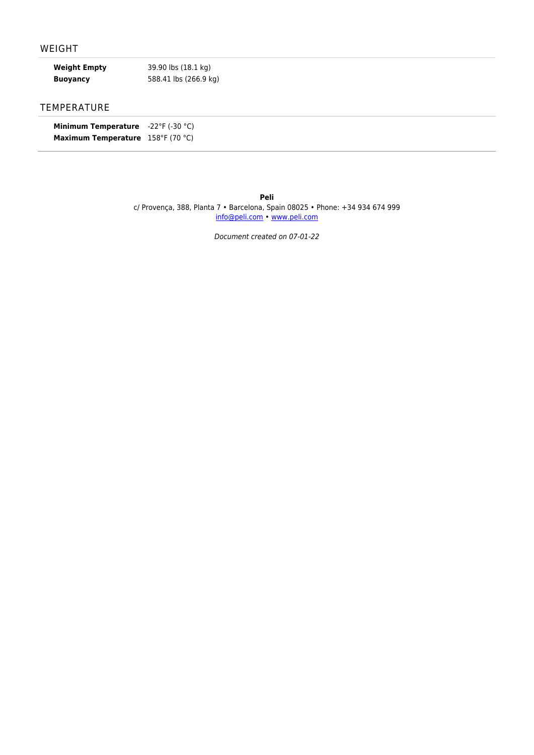## WEIGHT

| | |
|---|---|
| **Weight Empty** | 39.90 lbs (18.1 kg) |
| **Buoyancy** | 588.41 lbs (266.9 kg) |

## TEMPERATURE

| | |
|---|---|
| **Minimum Temperature** | -22°F (-30 °C) |
| **Maximum Temperature** | 158°F (70 °C) |

**Peli**
c/ Provença, 388, Planta 7 • Barcelona, Spain 08025 • Phone: +34 934 674 999
info@peli.com • www.peli.com

*Document created on 07-01-22*